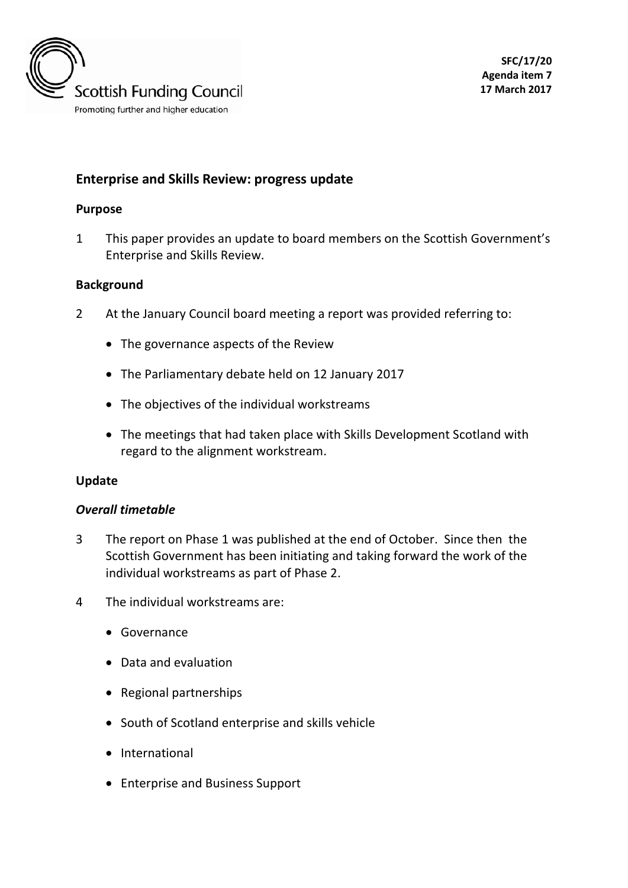Scottish Funding Council

Promoting further and higher education

**SFC/17/20**
**Agenda item 7**
**17 March 2017**

## Enterprise and Skills Review: progress update

### Purpose

1 This paper provides an update to board members on the Scottish Government's Enterprise and Skills Review.

### Background

2 At the January Council board meeting a report was provided referring to:

- The governance aspects of the Review
- The Parliamentary debate held on 12 January 2017
- The objectives of the individual workstreams
- The meetings that had taken place with Skills Development Scotland with regard to the alignment workstream.

### Update

#### *Overall timetable*

3 The report on Phase 1 was published at the end of October. Since then the Scottish Government has been initiating and taking forward the work of the individual workstreams as part of Phase 2.

4 The individual workstreams are:

- Governance
- Data and evaluation
- Regional partnerships
- South of Scotland enterprise and skills vehicle
- International
- Enterprise and Business Support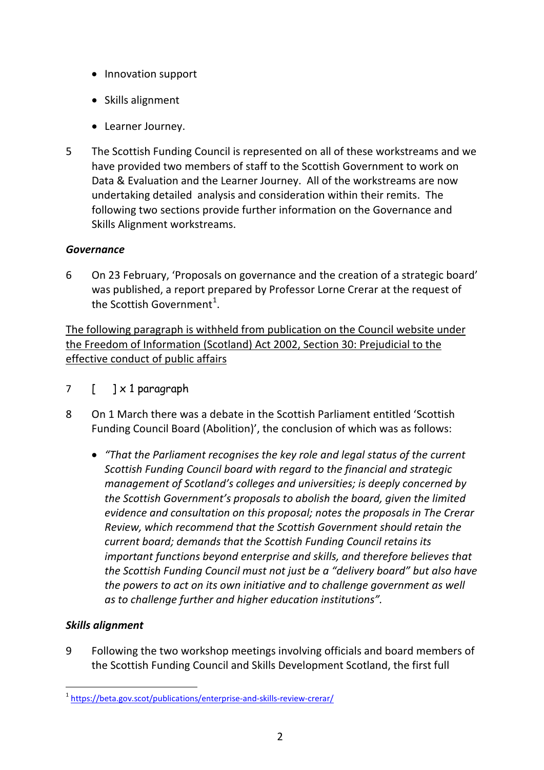- Innovation support
- Skills alignment
- Learner Journey.

5 The Scottish Funding Council is represented on all of these workstreams and we have provided two members of staff to the Scottish Government to work on Data & Evaluation and the Learner Journey. All of the workstreams are now undertaking detailed analysis and consideration within their remits. The following two sections provide further information on the Governance and Skills Alignment workstreams.

***Governance***

6 On 23 February, 'Proposals on governance and the creation of a strategic board' was published, a report prepared by Professor Lorne Crerar at the request of the Scottish Government[1].

<u>The following paragraph is withheld from publication on the Council website under the Freedom of Information (Scotland) Act 2002, Section 30: Prejudicial to the effective conduct of public affairs</u>

7 [ ] x 1 paragraph

8 On 1 March there was a debate in the Scottish Parliament entitled 'Scottish Funding Council Board (Abolition)', the conclusion of which was as follows:

- *"That the Parliament recognises the key role and legal status of the current Scottish Funding Council board with regard to the financial and strategic management of Scotland's colleges and universities; is deeply concerned by the Scottish Government's proposals to abolish the board, given the limited evidence and consultation on this proposal; notes the proposals in The Crerar Review, which recommend that the Scottish Government should retain the current board; demands that the Scottish Funding Council retains its important functions beyond enterprise and skills, and therefore believes that the Scottish Funding Council must not just be a "delivery board" but also have the powers to act on its own initiative and to challenge government as well as to challenge further and higher education institutions".*

***Skills alignment***

9 Following the two workshop meetings involving officials and board members of the Scottish Funding Council and Skills Development Scotland, the first full

[1] https://beta.gov.scot/publications/enterprise-and-skills-review-crerar/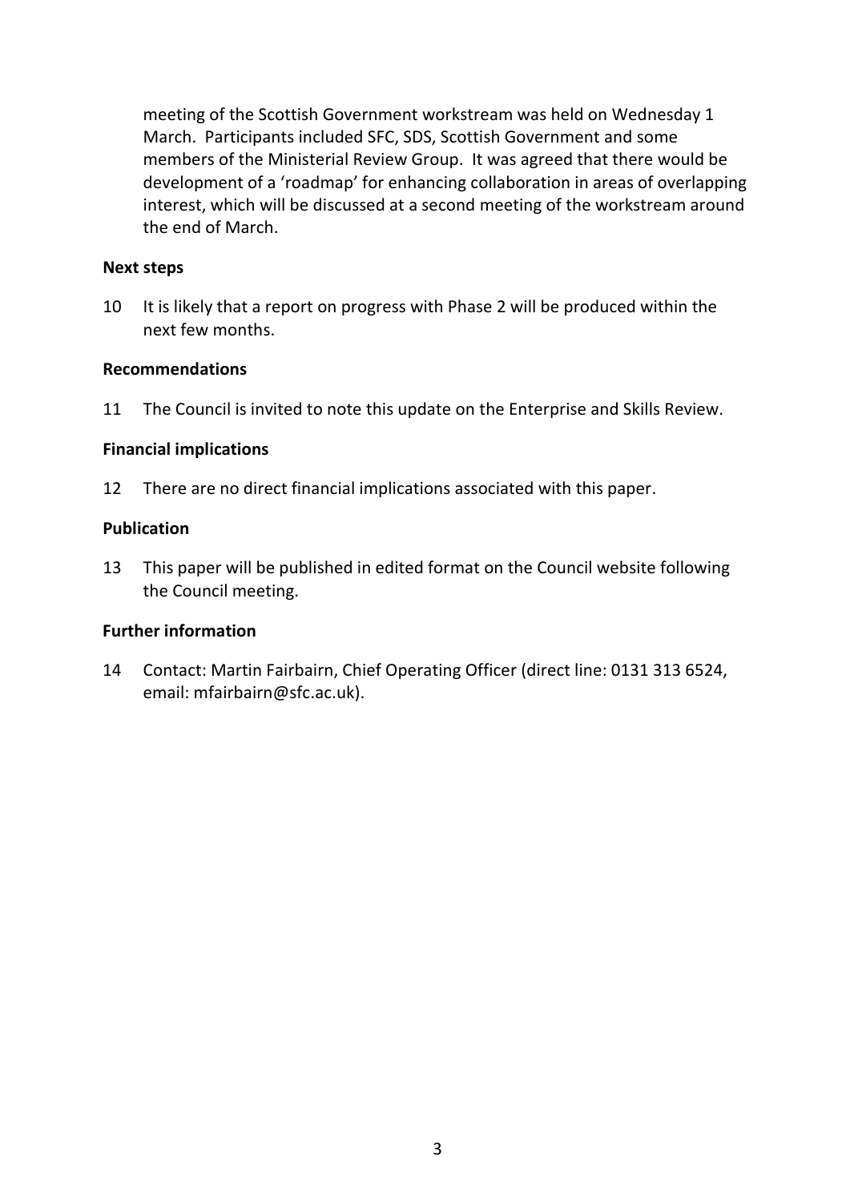meeting of the Scottish Government workstream was held on Wednesday 1 March. Participants included SFC, SDS, Scottish Government and some members of the Ministerial Review Group. It was agreed that there would be development of a 'roadmap' for enhancing collaboration in areas of overlapping interest, which will be discussed at a second meeting of the workstream around the end of March.

**Next steps**

10 It is likely that a report on progress with Phase 2 will be produced within the next few months.

**Recommendations**

11 The Council is invited to note this update on the Enterprise and Skills Review.

**Financial implications**

12 There are no direct financial implications associated with this paper.

**Publication**

13 This paper will be published in edited format on the Council website following the Council meeting.

**Further information**

14 Contact: Martin Fairbairn, Chief Operating Officer (direct line: 0131 313 6524, email: mfairbairn@sfc.ac.uk).